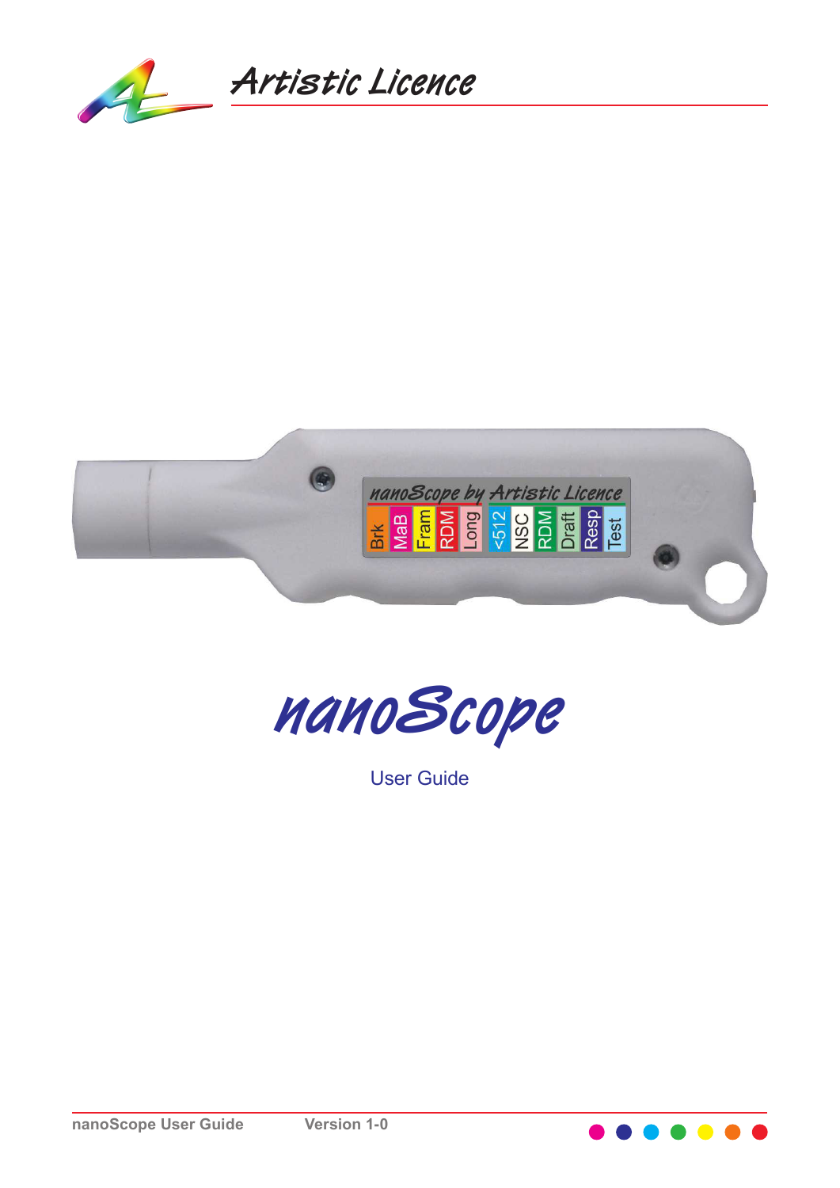# nanoScope

User Guide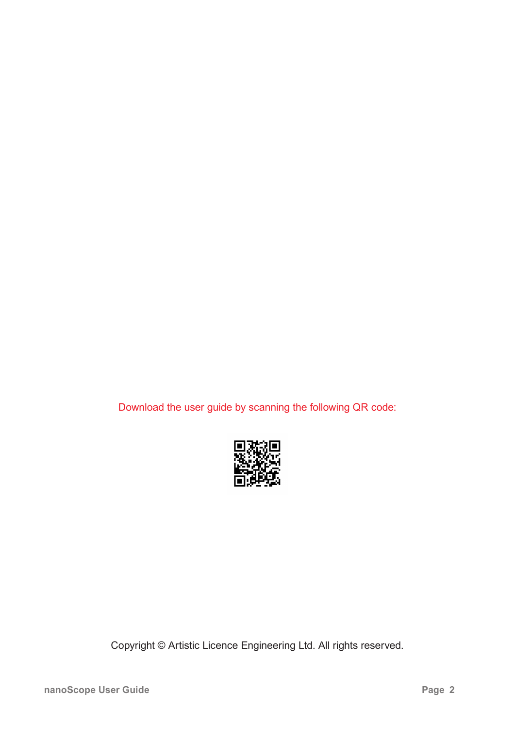Download the user guide by scanning the following QR code:

Copyright © Artistic Licence Engineering Ltd. All rights reserved.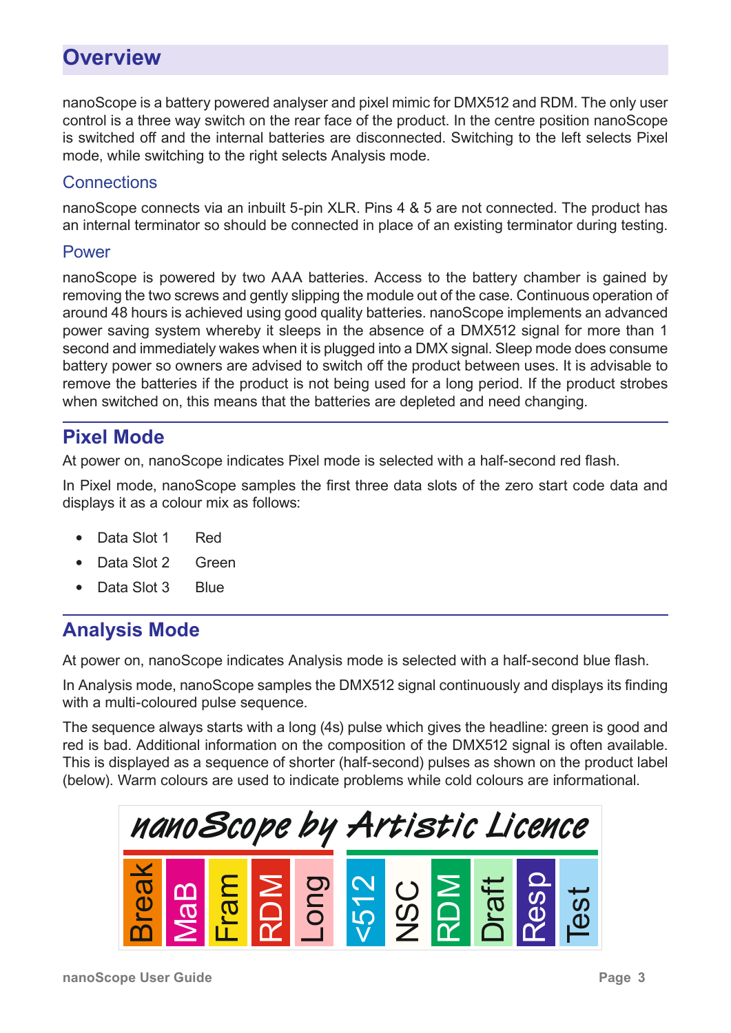# Overview

nanoScope is a battery powered analyser and pixel mimic for DMX512 and RDM. The only user control is a three way switch on the rear face of the product. In the centre position nanoScope is switched off and the internal batteries are disconnected. Switching to the left selects Pixel mode, while switching to the right selects Analysis mode.

## Connections

nanoScope connects via an inbuilt 5-pin XLR. Pins 4 & 5 are not connected. The product has an internal terminator so should be connected in place of an existing terminator during testing.

## Power

nanoScope is powered by two AAA batteries. Access to the battery chamber is gained by removing the two screws and gently slipping the module out of the case. Continuous operation of around 48 hours is achieved using good quality batteries. nanoScope implements an advanced power saving system whereby it sleeps in the absence of a DMX512 signal for more than 1 second and immediately wakes when it is plugged into a DMX signal. Sleep mode does consume battery power so owners are advised to switch off the product between uses. It is advisable to remove the batteries if the product is not being used for a long period. If the product strobes when switched on, this means that the batteries are depleted and need changing.

# Pixel Mode

At power on, nanoScope indicates Pixel mode is selected with a half-second red flash.

In Pixel mode, nanoScope samples the first three data slots of the zero start code data and displays it as a colour mix as follows:

- Data Slot 1 Red
- Data Slot 2 Green
- Data Slot 3 Blue

# Analysis Mode

At power on, nanoScope indicates Analysis mode is selected with a half-second blue flash.

In Analysis mode, nanoScope samples the DMX512 signal continuously and displays its finding with a multi-coloured pulse sequence.

The sequence always starts with a long (4s) pulse which gives the headline: green is good and red is bad. Additional information on the composition of the DMX512 signal is often available. This is displayed as a sequence of shorter (half-second) pulses as shown on the product label (below). Warm colours are used to indicate problems while cold colours are informational.

nanoScope by Artistic Licence

Break | MaB | Fram | RDM | Long | <512 | NSC | RDM | Draft | Resp | Test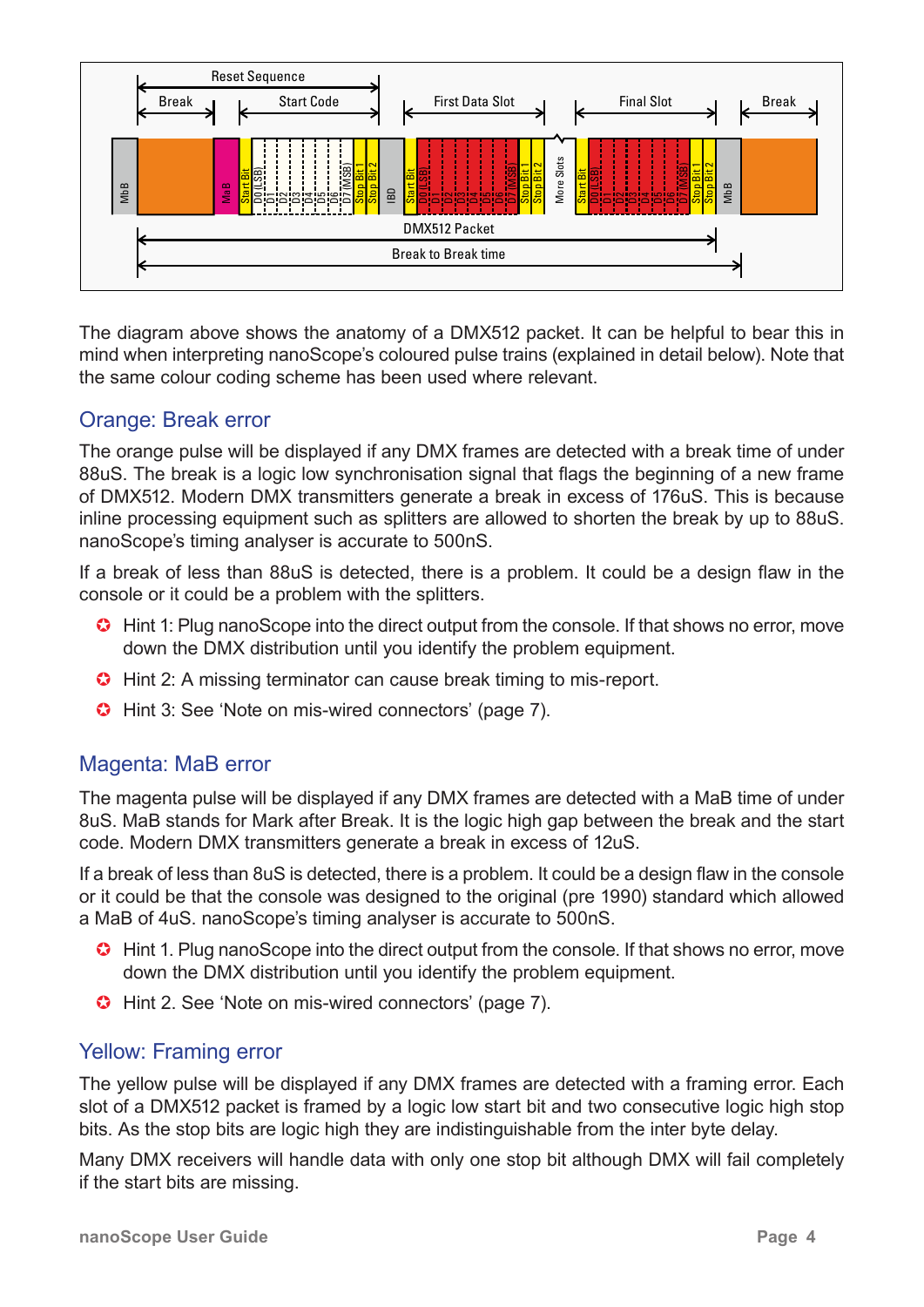The diagram above shows the anatomy of a DMX512 packet. It can be helpful to bear this in mind when interpreting nanoScope's coloured pulse trains (explained in detail below). Note that the same colour coding scheme has been used where relevant.

## Orange: Break error

The orange pulse will be displayed if any DMX frames are detected with a break time of under 88uS. The break is a logic low synchronisation signal that flags the beginning of a new frame of DMX512. Modern DMX transmitters generate a break in excess of 176uS. This is because inline processing equipment such as splitters are allowed to shorten the break by up to 88uS. nanoScope's timing analyser is accurate to 500nS.

If a break of less than 88uS is detected, there is a problem. It could be a design flaw in the console or it could be a problem with the splitters.

- Hint 1: Plug nanoScope into the direct output from the console. If that shows no error, move down the DMX distribution until you identify the problem equipment.
- Hint 2: A missing terminator can cause break timing to mis-report.
- Hint 3: See 'Note on mis-wired connectors' (page 7).

## Magenta: MaB error

The magenta pulse will be displayed if any DMX frames are detected with a MaB time of under 8uS. MaB stands for Mark after Break. It is the logic high gap between the break and the start code. Modern DMX transmitters generate a break in excess of 12uS.

If a break of less than 8uS is detected, there is a problem. It could be a design flaw in the console or it could be that the console was designed to the original (pre 1990) standard which allowed a MaB of 4uS. nanoScope's timing analyser is accurate to 500nS.

- Hint 1. Plug nanoScope into the direct output from the console. If that shows no error, move down the DMX distribution until you identify the problem equipment.
- Hint 2. See 'Note on mis-wired connectors' (page 7).

## Yellow: Framing error

The yellow pulse will be displayed if any DMX frames are detected with a framing error. Each slot of a DMX512 packet is framed by a logic low start bit and two consecutive logic high stop bits. As the stop bits are logic high they are indistinguishable from the inter byte delay.

Many DMX receivers will handle data with only one stop bit although DMX will fail completely if the start bits are missing.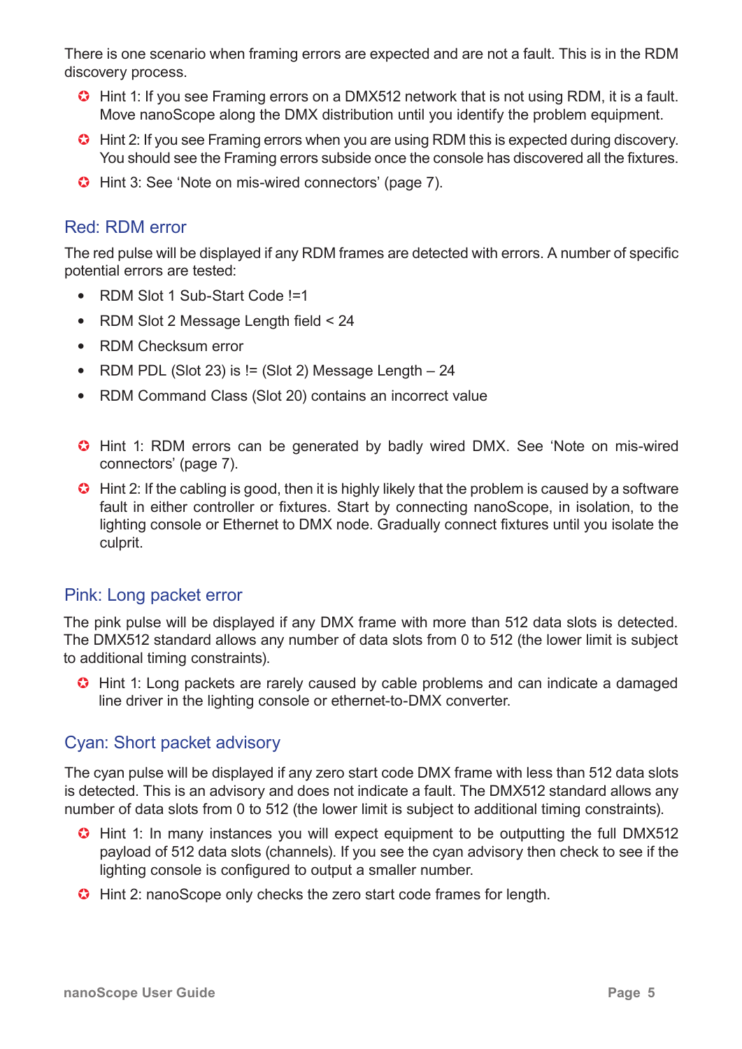There is one scenario when framing errors are expected and are not a fault. This is in the RDM discovery process.

- Hint 1: If you see Framing errors on a DMX512 network that is not using RDM, it is a fault. Move nanoScope along the DMX distribution until you identify the problem equipment.
- Hint 2: If you see Framing errors when you are using RDM this is expected during discovery. You should see the Framing errors subside once the console has discovered all the fixtures.
- Hint 3: See 'Note on mis-wired connectors' (page 7).

## Red: RDM error

The red pulse will be displayed if any RDM frames are detected with errors. A number of specific potential errors are tested:

- RDM Slot 1 Sub-Start Code !=1
- RDM Slot 2 Message Length field < 24
- RDM Checksum error
- RDM PDL (Slot 23) is != (Slot 2) Message Length – 24
- RDM Command Class (Slot 20) contains an incorrect value

- Hint 1: RDM errors can be generated by badly wired DMX. See 'Note on mis-wired connectors' (page 7).
- Hint 2: If the cabling is good, then it is highly likely that the problem is caused by a software fault in either controller or fixtures. Start by connecting nanoScope, in isolation, to the lighting console or Ethernet to DMX node. Gradually connect fixtures until you isolate the culprit.

## Pink: Long packet error

The pink pulse will be displayed if any DMX frame with more than 512 data slots is detected. The DMX512 standard allows any number of data slots from 0 to 512 (the lower limit is subject to additional timing constraints).

- Hint 1: Long packets are rarely caused by cable problems and can indicate a damaged line driver in the lighting console or ethernet-to-DMX converter.

## Cyan: Short packet advisory

The cyan pulse will be displayed if any zero start code DMX frame with less than 512 data slots is detected. This is an advisory and does not indicate a fault. The DMX512 standard allows any number of data slots from 0 to 512 (the lower limit is subject to additional timing constraints).

- Hint 1: In many instances you will expect equipment to be outputting the full DMX512 payload of 512 data slots (channels). If you see the cyan advisory then check to see if the lighting console is configured to output a smaller number.
- Hint 2: nanoScope only checks the zero start code frames for length.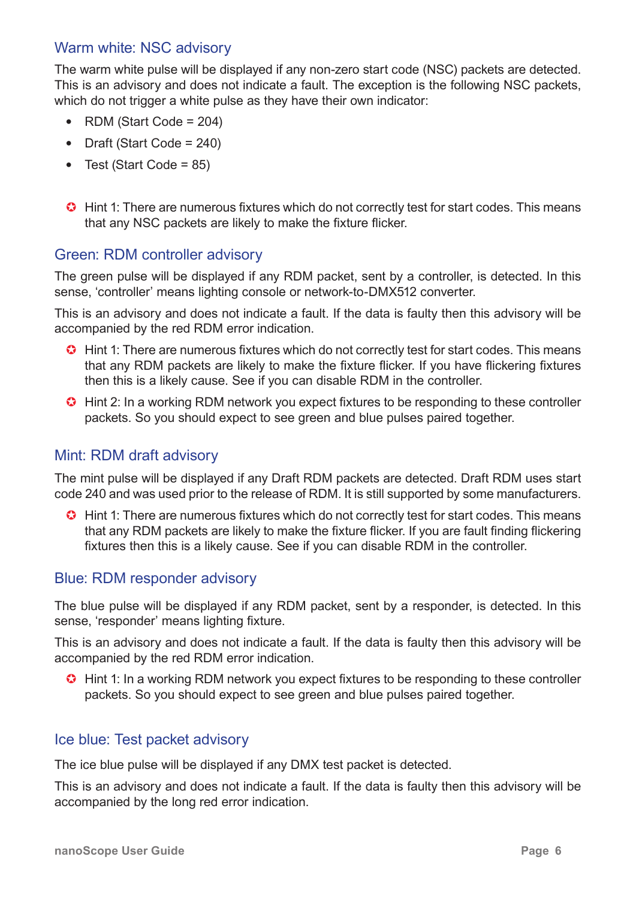## Warm white: NSC advisory

The warm white pulse will be displayed if any non-zero start code (NSC) packets are detected. This is an advisory and does not indicate a fault. The exception is the following NSC packets, which do not trigger a white pulse as they have their own indicator:

- RDM (Start Code = 204)
- Draft (Start Code = 240)
- Test (Start Code = 85)

- Hint 1: There are numerous fixtures which do not correctly test for start codes. This means that any NSC packets are likely to make the fixture flicker.

## Green: RDM controller advisory

The green pulse will be displayed if any RDM packet, sent by a controller, is detected. In this sense, 'controller' means lighting console or network-to-DMX512 converter.

This is an advisory and does not indicate a fault. If the data is faulty then this advisory will be accompanied by the red RDM error indication.

- Hint 1: There are numerous fixtures which do not correctly test for start codes. This means that any RDM packets are likely to make the fixture flicker. If you have flickering fixtures then this is a likely cause. See if you can disable RDM in the controller.
- Hint 2: In a working RDM network you expect fixtures to be responding to these controller packets. So you should expect to see green and blue pulses paired together.

## Mint: RDM draft advisory

The mint pulse will be displayed if any Draft RDM packets are detected. Draft RDM uses start code 240 and was used prior to the release of RDM. It is still supported by some manufacturers.

- Hint 1: There are numerous fixtures which do not correctly test for start codes. This means that any RDM packets are likely to make the fixture flicker. If you are fault finding flickering fixtures then this is a likely cause. See if you can disable RDM in the controller.

## Blue: RDM responder advisory

The blue pulse will be displayed if any RDM packet, sent by a responder, is detected. In this sense, 'responder' means lighting fixture.

This is an advisory and does not indicate a fault. If the data is faulty then this advisory will be accompanied by the red RDM error indication.

- Hint 1: In a working RDM network you expect fixtures to be responding to these controller packets. So you should expect to see green and blue pulses paired together.

## Ice blue: Test packet advisory

The ice blue pulse will be displayed if any DMX test packet is detected.

This is an advisory and does not indicate a fault. If the data is faulty then this advisory will be accompanied by the long red error indication.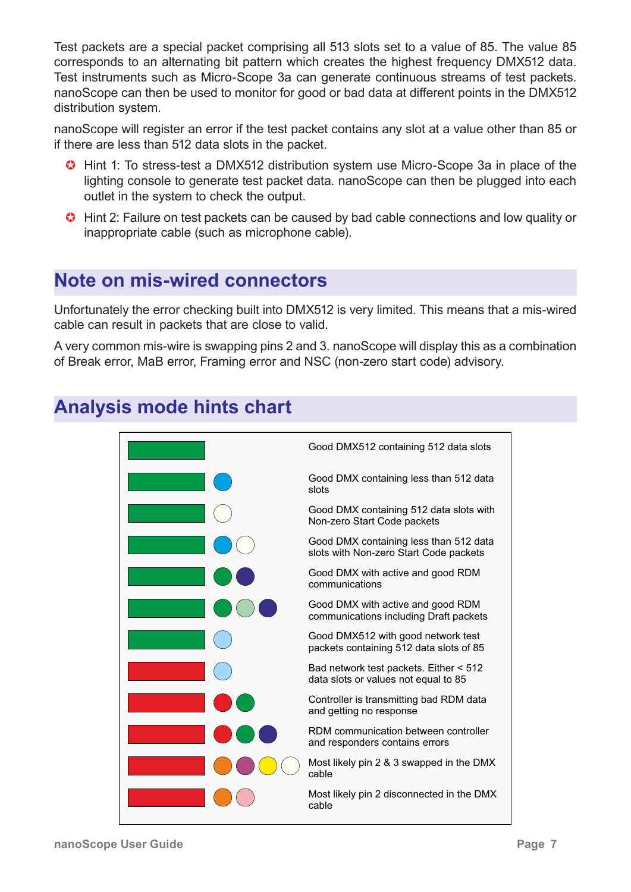Test packets are a special packet comprising all 513 slots set to a value of 85. The value 85 corresponds to an alternating bit pattern which creates the highest frequency DMX512 data. Test instruments such as Micro-Scope 3a can generate continuous streams of test packets. nanoScope can then be used to monitor for good or bad data at different points in the DMX512 distribution system.

nanoScope will register an error if the test packet contains any slot at a value other than 85 or if there are less than 512 data slots in the packet.

- Hint 1: To stress-test a DMX512 distribution system use Micro-Scope 3a in place of the lighting console to generate test packet data. nanoScope can then be plugged into each outlet in the system to check the output.
- Hint 2: Failure on test packets can be caused by bad cable connections and low quality or inappropriate cable (such as microphone cable).

## Note on mis-wired connectors

Unfortunately the error checking built into DMX512 is very limited. This means that a mis-wired cable can result in packets that are close to valid.

A very common mis-wire is swapping pins 2 and 3. nanoScope will display this as a combination of Break error, MaB error, Framing error and NSC (non-zero start code) advisory.

## Analysis mode hints chart

| Bar | Indicators | Meaning |
|---|---|---|
| Green | | Good DMX512 containing 512 data slots |
| Green | Blue | Good DMX containing less than 512 data slots |
| Green | White | Good DMX containing 512 data slots with Non-zero Start Code packets |
| Green | Blue, White | Good DMX containing less than 512 data slots with Non-zero Start Code packets |
| Green | Green, Dark blue | Good DMX with active and good RDM communications |
| Green | Green, Light green, Dark blue | Good DMX with active and good RDM communications including Draft packets |
| Green | Light blue | Good DMX512 with good network test packets containing 512 data slots of 85 |
| Red | Light blue | Bad network test packets. Either < 512 data slots or values not equal to 85 |
| Red | Red, Green | Controller is transmitting bad RDM data and getting no response |
| Red | Red, Green, Dark blue | RDM communication between controller and responders contains errors |
| Red | Orange, Purple, Yellow, White | Most likely pin 2 & 3 swapped in the DMX cable |
| Red | Orange, Pink | Most likely pin 2 disconnected in the DMX cable |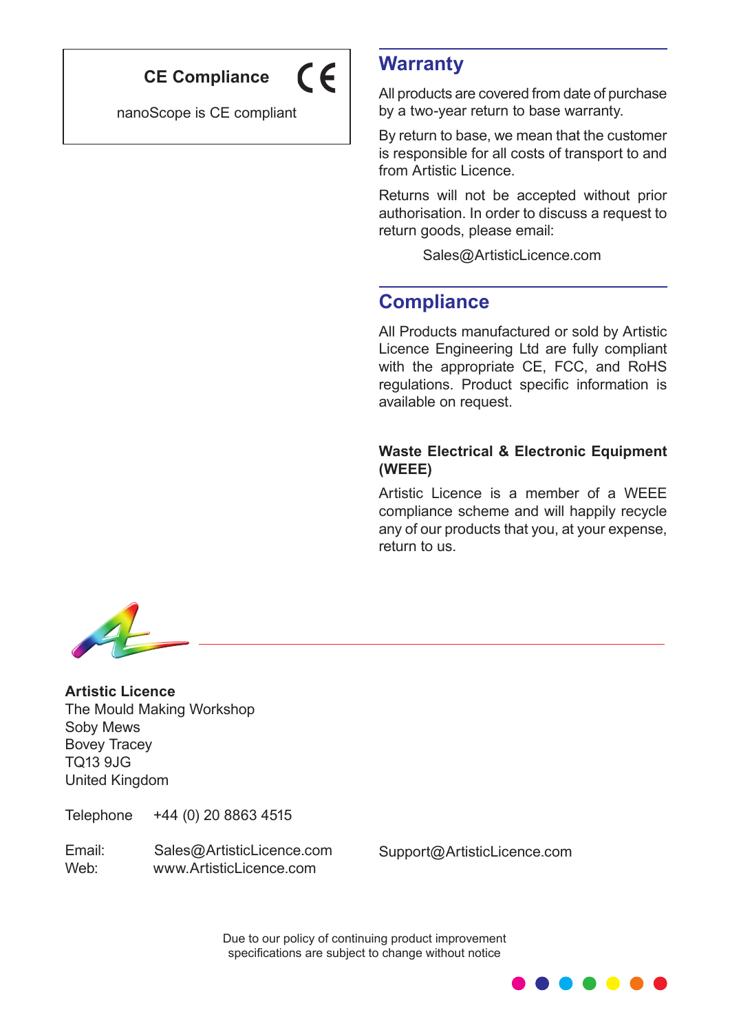## CE Compliance

nanoScope is CE compliant

## Warranty

All products are covered from date of purchase by a two-year return to base warranty.

By return to base, we mean that the customer is responsible for all costs of transport to and from Artistic Licence.

Returns will not be accepted without prior authorisation. In order to discuss a request to return goods, please email:

Sales@ArtisticLicence.com

## Compliance

All Products manufactured or sold by Artistic Licence Engineering Ltd are fully compliant with the appropriate CE, FCC, and RoHS regulations. Product specific information is available on request.

**Waste Electrical & Electronic Equipment (WEEE)**

Artistic Licence is a member of a WEEE compliance scheme and will happily recycle any of our products that you, at your expense, return to us.

**Artistic Licence**
The Mould Making Workshop
Soby Mews
Bovey Tracey
TQ13 9JG
United Kingdom

Telephone +44 (0) 20 8863 4515

Email: Sales@ArtisticLicence.com
Web: www.ArtisticLicence.com

Support@ArtisticLicence.com

Due to our policy of continuing product improvement
specifications are subject to change without notice